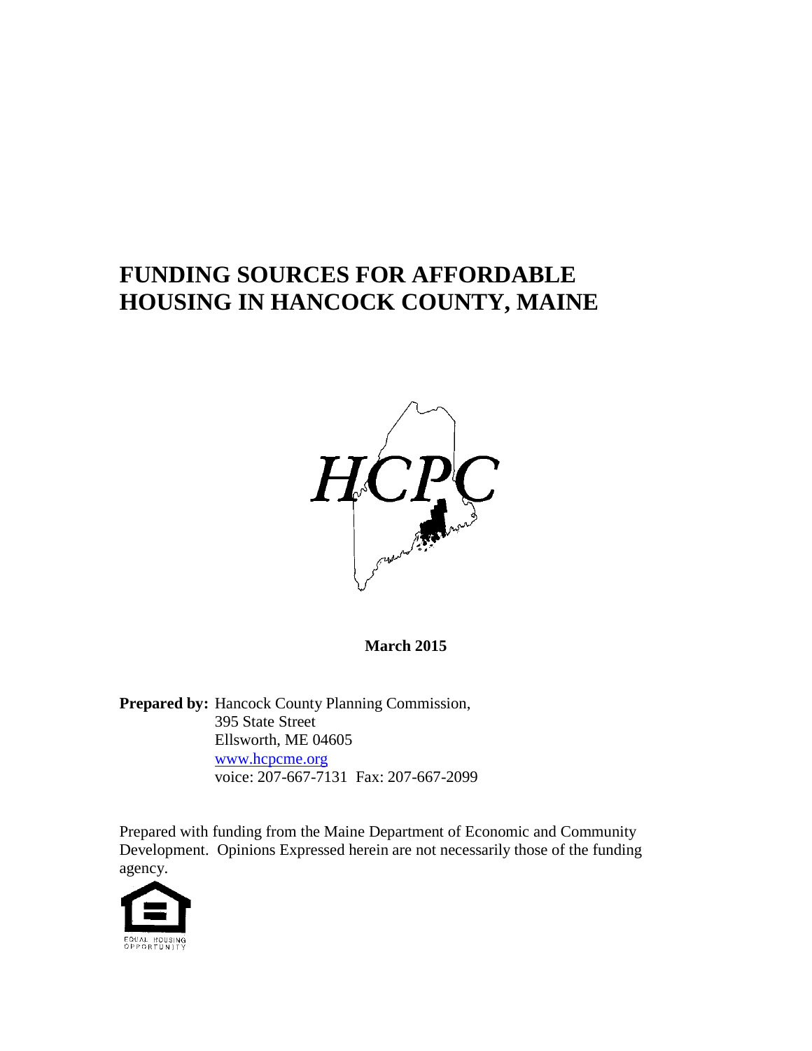# FUNDING SOURCES FOR AFFORDABLE HOUSING IN HANCOCK COUNTY, MAINE

HCPC

**March 2015**

**Prepared by:** Hancock County Planning Commission,
395 State Street
Ellsworth, ME 04605
[www.hcpcme.org](http://www.hcpcme.org)
voice: 207-667-7131 Fax: 207-667-2099

Prepared with funding from the Maine Department of Economic and Community Development. Opinions Expressed herein are not necessarily those of the funding agency.

EQUAL HOUSING OPPORTUNITY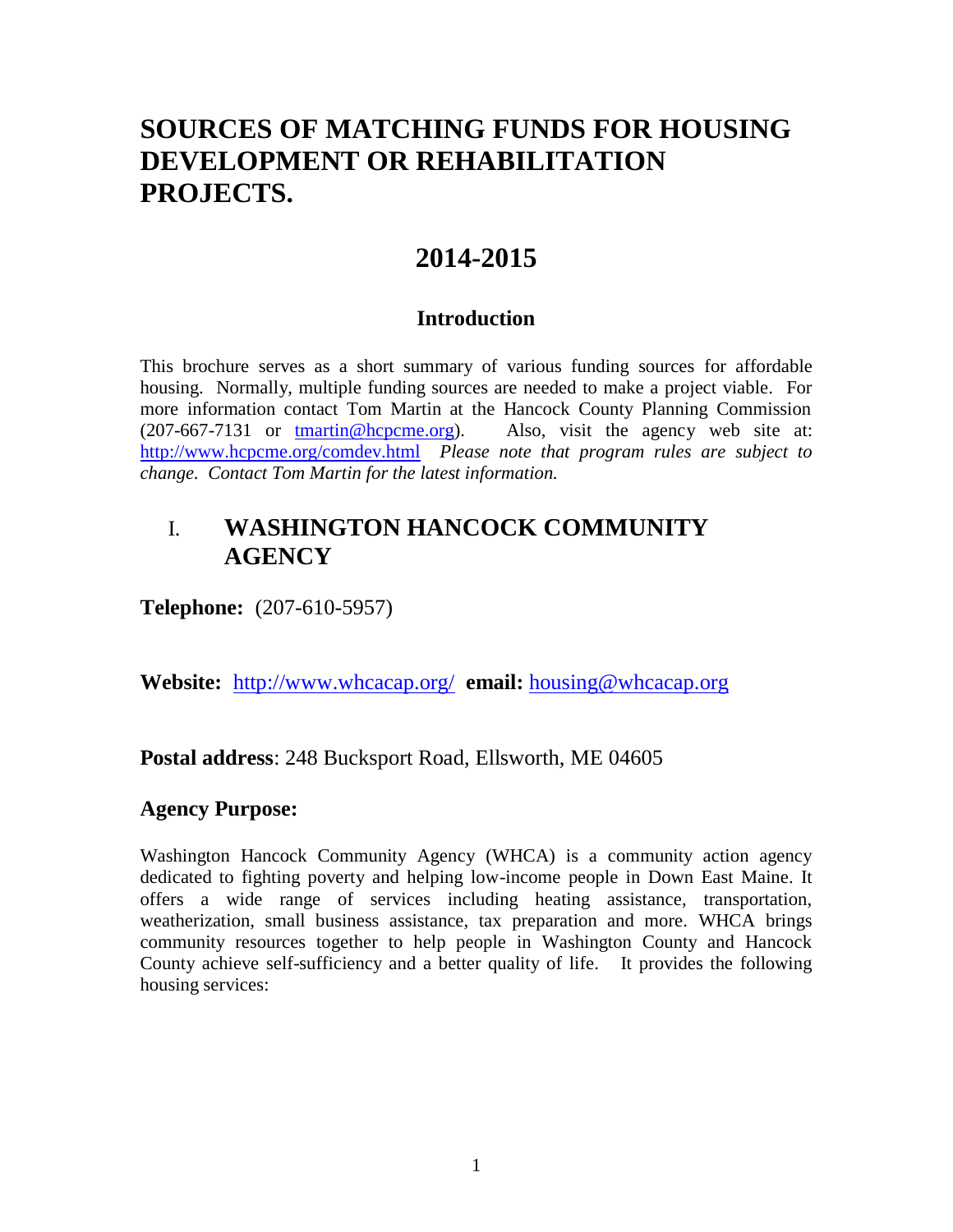# SOURCES OF MATCHING FUNDS FOR HOUSING DEVELOPMENT OR REHABILITATION PROJECTS.

## 2014-2015

### Introduction

This brochure serves as a short summary of various funding sources for affordable housing. Normally, multiple funding sources are needed to make a project viable. For more information contact Tom Martin at the Hancock County Planning Commission (207-667-7131 or tmartin@hcpcme.org). Also, visit the agency web site at: http://www.hcpcme.org/comdev.html *Please note that program rules are subject to change. Contact Tom Martin for the latest information.*

## I. WASHINGTON HANCOCK COMMUNITY AGENCY

**Telephone:** (207-610-5957)

**Website:** http://www.whcacap.org/ **email:** housing@whcacap.org

**Postal address**: 248 Bucksport Road, Ellsworth, ME 04605

### Agency Purpose:

Washington Hancock Community Agency (WHCA) is a community action agency dedicated to fighting poverty and helping low-income people in Down East Maine. It offers a wide range of services including heating assistance, transportation, weatherization, small business assistance, tax preparation and more. WHCA brings community resources together to help people in Washington County and Hancock County achieve self-sufficiency and a better quality of life. It provides the following housing services: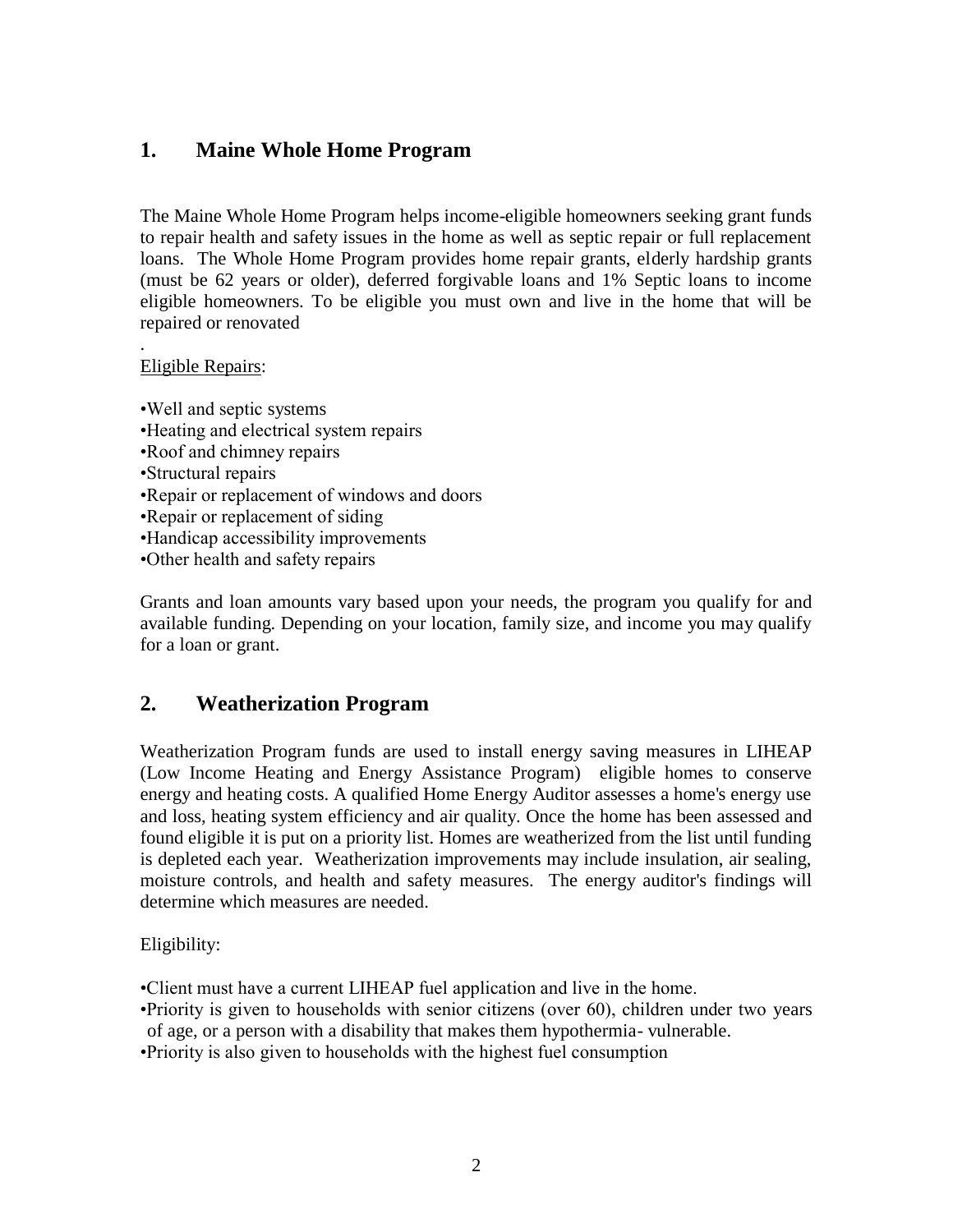## 1. Maine Whole Home Program

The Maine Whole Home Program helps income-eligible homeowners seeking grant funds to repair health and safety issues in the home as well as septic repair or full replacement loans. The Whole Home Program provides home repair grants, elderly hardship grants (must be 62 years or older), deferred forgivable loans and 1% Septic loans to income eligible homeowners. To be eligible you must own and live in the home that will be repaired or renovated

.

Eligible Repairs:

•Well and septic systems
•Heating and electrical system repairs
•Roof and chimney repairs
•Structural repairs
•Repair or replacement of windows and doors
•Repair or replacement of siding
•Handicap accessibility improvements
•Other health and safety repairs

Grants and loan amounts vary based upon your needs, the program you qualify for and available funding. Depending on your location, family size, and income you may qualify for a loan or grant.

## 2. Weatherization Program

Weatherization Program funds are used to install energy saving measures in LIHEAP (Low Income Heating and Energy Assistance Program) eligible homes to conserve energy and heating costs. A qualified Home Energy Auditor assesses a home's energy use and loss, heating system efficiency and air quality. Once the home has been assessed and found eligible it is put on a priority list. Homes are weatherized from the list until funding is depleted each year. Weatherization improvements may include insulation, air sealing, moisture controls, and health and safety measures. The energy auditor's findings will determine which measures are needed.

Eligibility:

•Client must have a current LIHEAP fuel application and live in the home.
•Priority is given to households with senior citizens (over 60), children under two years of age, or a person with a disability that makes them hypothermia- vulnerable.
•Priority is also given to households with the highest fuel consumption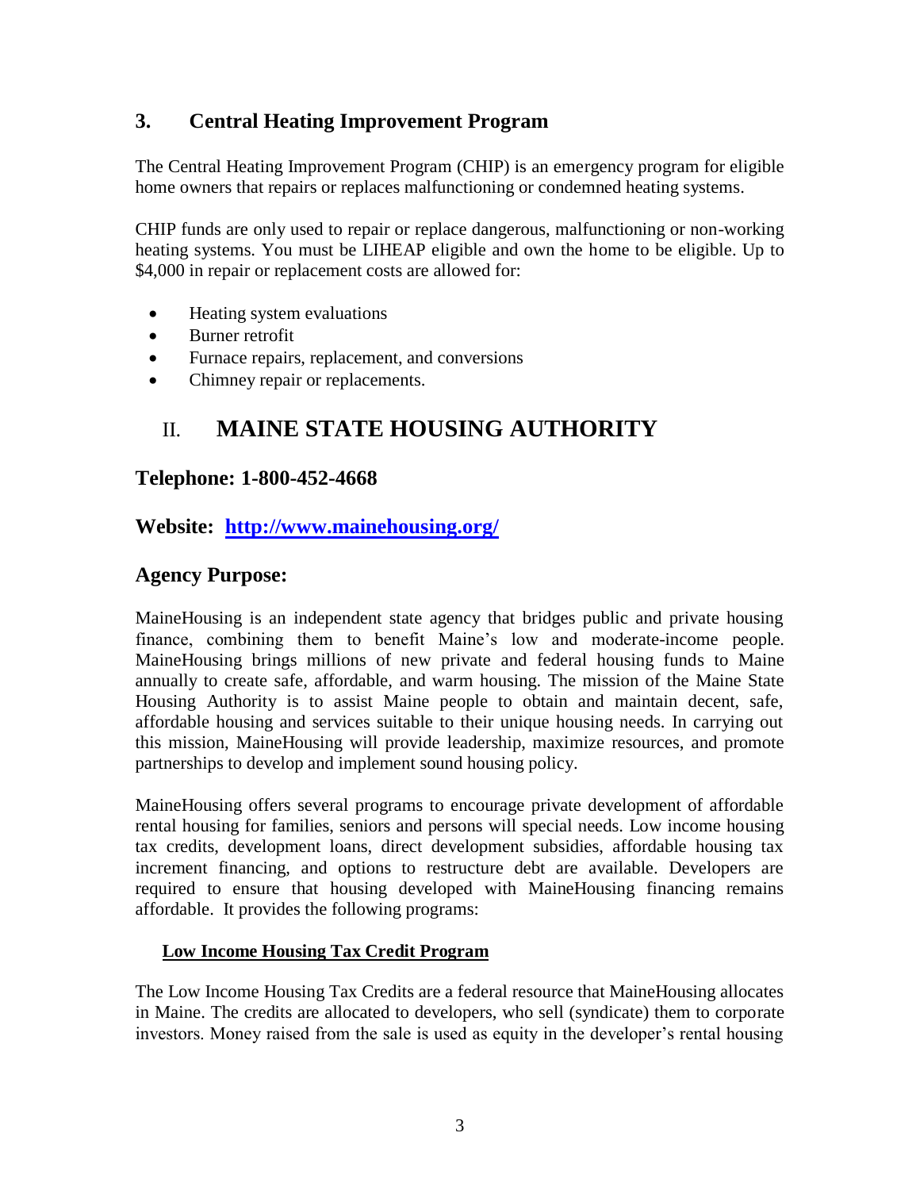### 3. Central Heating Improvement Program

The Central Heating Improvement Program (CHIP) is an emergency program for eligible home owners that repairs or replaces malfunctioning or condemned heating systems.

CHIP funds are only used to repair or replace dangerous, malfunctioning or non-working heating systems. You must be LIHEAP eligible and own the home to be eligible. Up to $4,000 in repair or replacement costs are allowed for:

- Heating system evaluations
- Burner retrofit
- Furnace repairs, replacement, and conversions
- Chimney repair or replacements.

# II. MAINE STATE HOUSING AUTHORITY

## Telephone: 1-800-452-4668

## Website: [http://www.mainehousing.org/](http://www.mainehousing.org/)

## Agency Purpose:

MaineHousing is an independent state agency that bridges public and private housing finance, combining them to benefit Maine's low and moderate-income people. MaineHousing brings millions of new private and federal housing funds to Maine annually to create safe, affordable, and warm housing. The mission of the Maine State Housing Authority is to assist Maine people to obtain and maintain decent, safe, affordable housing and services suitable to their unique housing needs. In carrying out this mission, MaineHousing will provide leadership, maximize resources, and promote partnerships to develop and implement sound housing policy.

MaineHousing offers several programs to encourage private development of affordable rental housing for families, seniors and persons will special needs. Low income housing tax credits, development loans, direct development subsidies, affordable housing tax increment financing, and options to restructure debt are available. Developers are required to ensure that housing developed with MaineHousing financing remains affordable. It provides the following programs:

**Low Income Housing Tax Credit Program**

The Low Income Housing Tax Credits are a federal resource that MaineHousing allocates in Maine. The credits are allocated to developers, who sell (syndicate) them to corporate investors. Money raised from the sale is used as equity in the developer's rental housing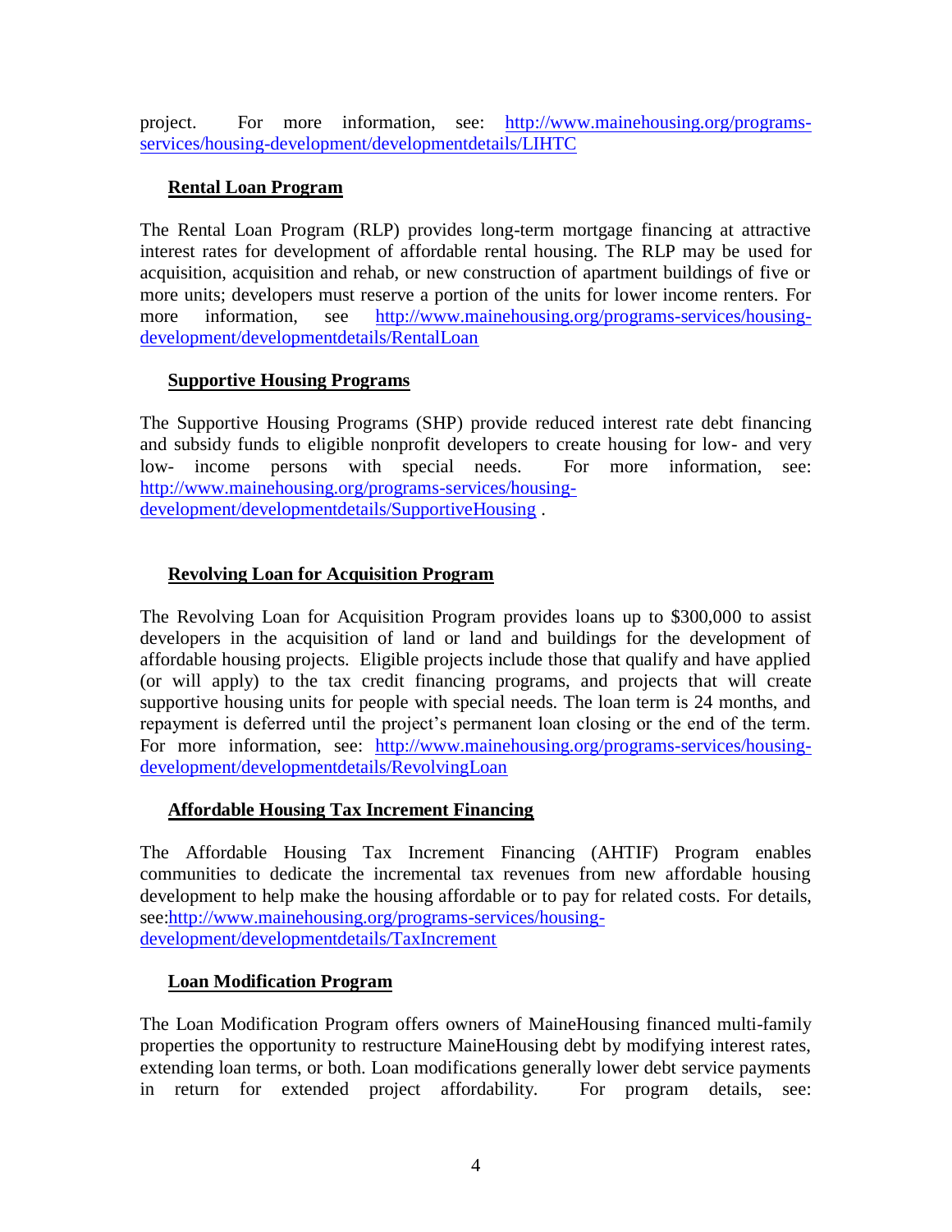project. For more information, see: http://www.mainehousing.org/programs-services/housing-development/developmentdetails/LIHTC

**Rental Loan Program**

The Rental Loan Program (RLP) provides long-term mortgage financing at attractive interest rates for development of affordable rental housing. The RLP may be used for acquisition, acquisition and rehab, or new construction of apartment buildings of five or more units; developers must reserve a portion of the units for lower income renters. For more information, see http://www.mainehousing.org/programs-services/housing-development/developmentdetails/RentalLoan

**Supportive Housing Programs**

The Supportive Housing Programs (SHP) provide reduced interest rate debt financing and subsidy funds to eligible nonprofit developers to create housing for low- and very low- income persons with special needs. For more information, see: http://www.mainehousing.org/programs-services/housing-development/developmentdetails/SupportiveHousing .

**Revolving Loan for Acquisition Program**

The Revolving Loan for Acquisition Program provides loans up to $300,000 to assist developers in the acquisition of land or land and buildings for the development of affordable housing projects. Eligible projects include those that qualify and have applied (or will apply) to the tax credit financing programs, and projects that will create supportive housing units for people with special needs. The loan term is 24 months, and repayment is deferred until the project's permanent loan closing or the end of the term. For more information, see: http://www.mainehousing.org/programs-services/housing-development/developmentdetails/RevolvingLoan

**Affordable Housing Tax Increment Financing**

The Affordable Housing Tax Increment Financing (AHTIF) Program enables communities to dedicate the incremental tax revenues from new affordable housing development to help make the housing affordable or to pay for related costs. For details, see:http://www.mainehousing.org/programs-services/housing-development/developmentdetails/TaxIncrement

**Loan Modification Program**

The Loan Modification Program offers owners of MaineHousing financed multi-family properties the opportunity to restructure MaineHousing debt by modifying interest rates, extending loan terms, or both. Loan modifications generally lower debt service payments in return for extended project affordability. For program details, see: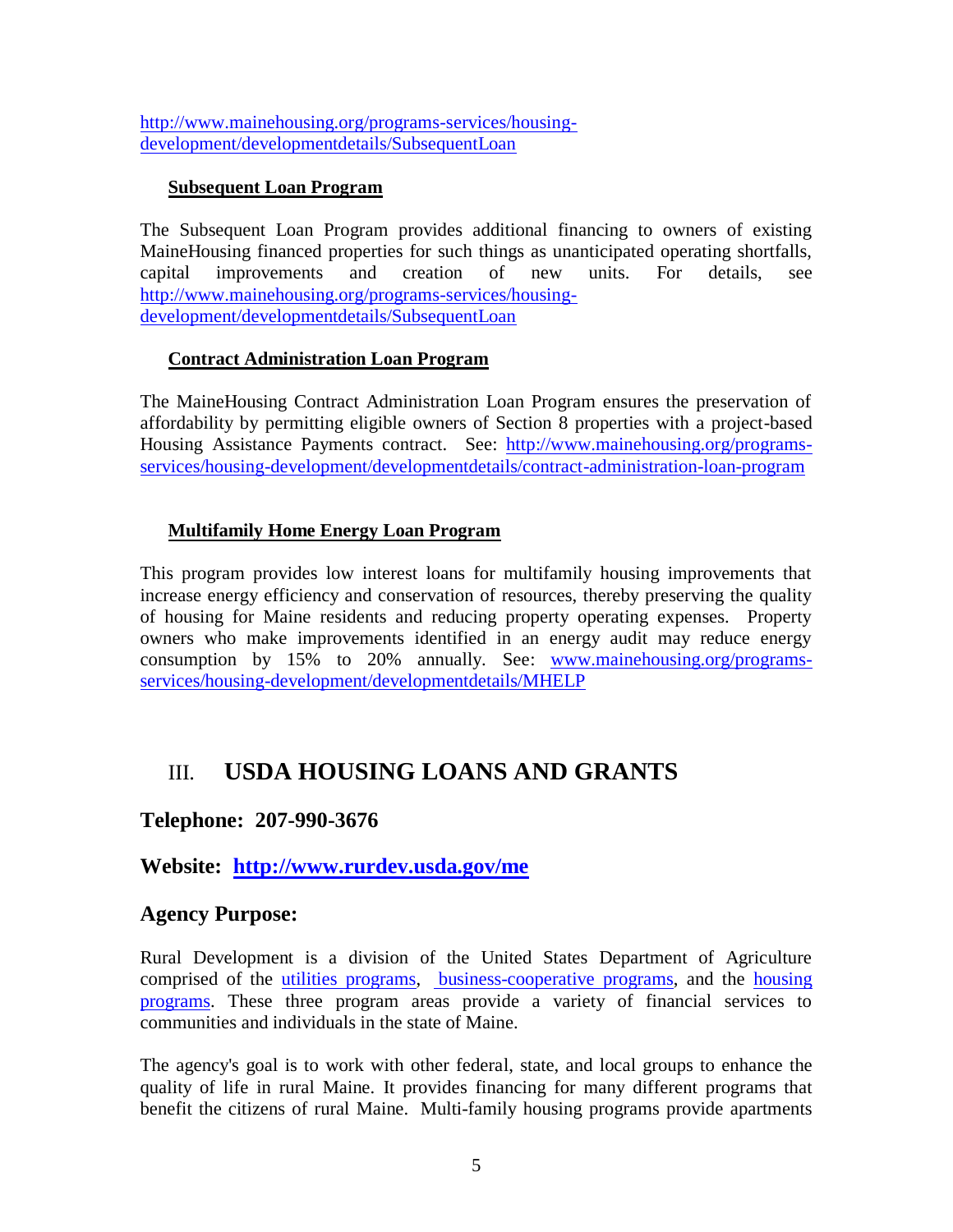http://www.mainehousing.org/programs-services/housing-development/developmentdetails/SubsequentLoan

**Subsequent Loan Program**

The Subsequent Loan Program provides additional financing to owners of existing MaineHousing financed properties for such things as unanticipated operating shortfalls, capital improvements and creation of new units. For details, see http://www.mainehousing.org/programs-services/housing-development/developmentdetails/SubsequentLoan

**Contract Administration Loan Program**

The MaineHousing Contract Administration Loan Program ensures the preservation of affordability by permitting eligible owners of Section 8 properties with a project-based Housing Assistance Payments contract. See: http://www.mainehousing.org/programs-services/housing-development/developmentdetails/contract-administration-loan-program

**Multifamily Home Energy Loan Program**

This program provides low interest loans for multifamily housing improvements that increase energy efficiency and conservation of resources, thereby preserving the quality of housing for Maine residents and reducing property operating expenses. Property owners who make improvements identified in an energy audit may reduce energy consumption by 15% to 20% annually. See: www.mainehousing.org/programs-services/housing-development/developmentdetails/MHELP

# III. USDA HOUSING LOANS AND GRANTS

## Telephone: 207-990-3676

## Website: http://www.rurdev.usda.gov/me

## Agency Purpose:

Rural Development is a division of the United States Department of Agriculture comprised of the utilities programs, business-cooperative programs, and the housing programs. These three program areas provide a variety of financial services to communities and individuals in the state of Maine.

The agency's goal is to work with other federal, state, and local groups to enhance the quality of life in rural Maine. It provides financing for many different programs that benefit the citizens of rural Maine. Multi-family housing programs provide apartments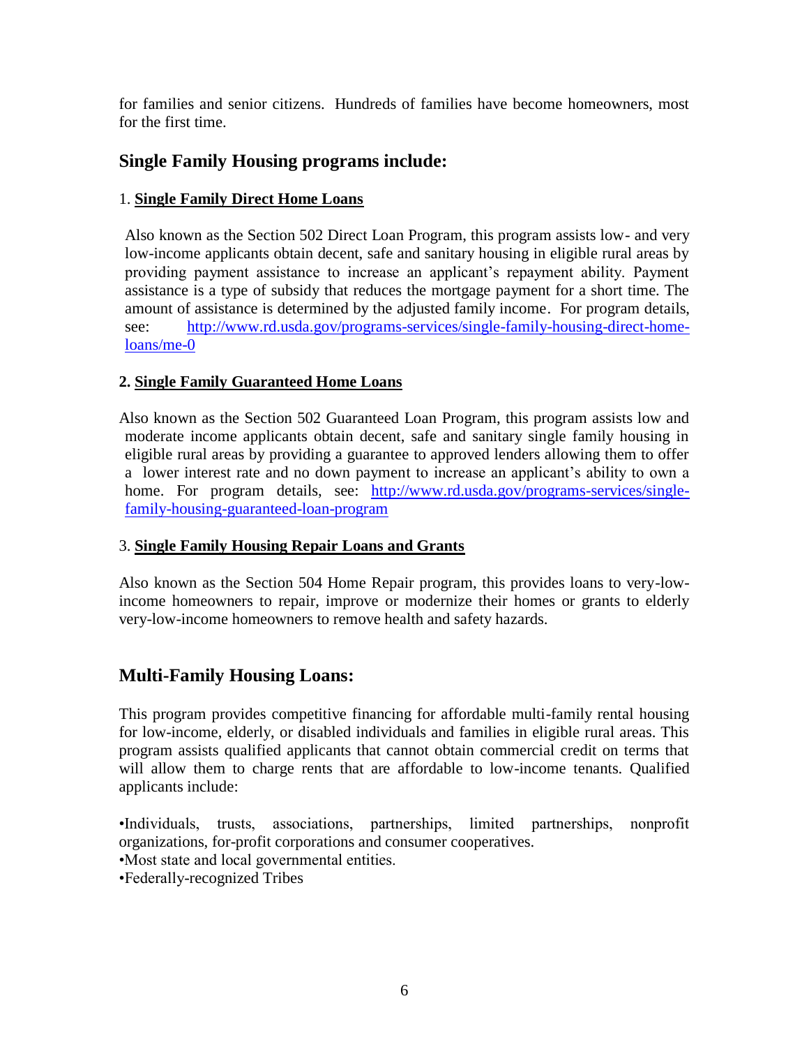for families and senior citizens. Hundreds of families have become homeowners, most for the first time.

## Single Family Housing programs include:

1. **Single Family Direct Home Loans**

Also known as the Section 502 Direct Loan Program, this program assists low- and very low-income applicants obtain decent, safe and sanitary housing in eligible rural areas by providing payment assistance to increase an applicant's repayment ability. Payment assistance is a type of subsidy that reduces the mortgage payment for a short time. The amount of assistance is determined by the adjusted family income. For program details, see: [http://www.rd.usda.gov/programs-services/single-family-housing-direct-home-loans/me-0](http://www.rd.usda.gov/programs-services/single-family-housing-direct-home-loans/me-0)

**2. Single Family Guaranteed Home Loans**

Also known as the Section 502 Guaranteed Loan Program, this program assists low and moderate income applicants obtain decent, safe and sanitary single family housing in eligible rural areas by providing a guarantee to approved lenders allowing them to offer a lower interest rate and no down payment to increase an applicant's ability to own a home. For program details, see: [http://www.rd.usda.gov/programs-services/single-family-housing-guaranteed-loan-program](http://www.rd.usda.gov/programs-services/single-family-housing-guaranteed-loan-program)

3. **Single Family Housing Repair Loans and Grants**

Also known as the Section 504 Home Repair program, this provides loans to very-low-income homeowners to repair, improve or modernize their homes or grants to elderly very-low-income homeowners to remove health and safety hazards.

## Multi-Family Housing Loans:

This program provides competitive financing for affordable multi-family rental housing for low-income, elderly, or disabled individuals and families in eligible rural areas. This program assists qualified applicants that cannot obtain commercial credit on terms that will allow them to charge rents that are affordable to low-income tenants. Qualified applicants include:

- Individuals, trusts, associations, partnerships, limited partnerships, nonprofit organizations, for-profit corporations and consumer cooperatives.
- Most state and local governmental entities.
- Federally-recognized Tribes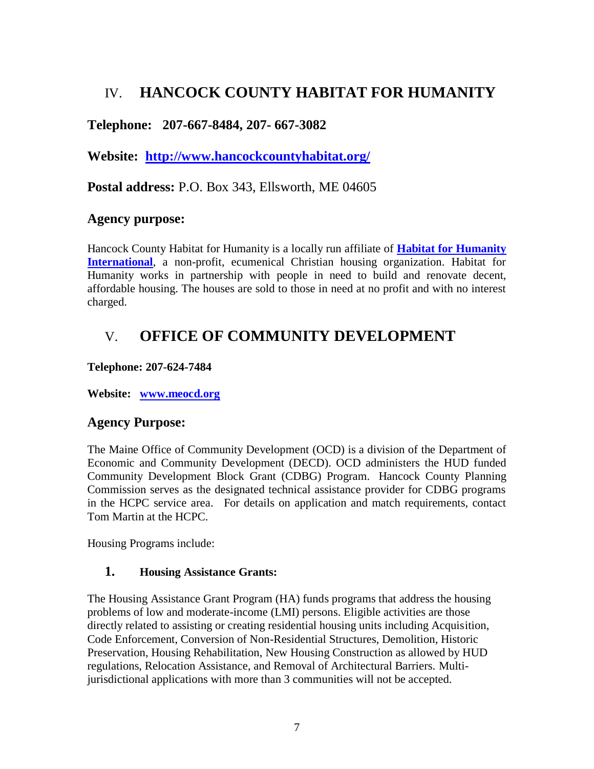## IV. HANCOCK COUNTY HABITAT FOR HUMANITY

### Telephone: 207-667-8484, 207- 667-3082

### Website: [http://www.hancockcountyhabitat.org/](http://www.hancockcountyhabitat.org/)

**Postal address:** P.O. Box 343, Ellsworth, ME 04605

### Agency purpose:

Hancock County Habitat for Humanity is a locally run affiliate of **Habitat for Humanity International**, a non-profit, ecumenical Christian housing organization. Habitat for Humanity works in partnership with people in need to build and renovate decent, affordable housing. The houses are sold to those in need at no profit and with no interest charged.

## V. OFFICE OF COMMUNITY DEVELOPMENT

**Telephone: 207-624-7484**

**Website: [www.meocd.org](http://www.meocd.org)**

### Agency Purpose:

The Maine Office of Community Development (OCD) is a division of the Department of Economic and Community Development (DECD). OCD administers the HUD funded Community Development Block Grant (CDBG) Program. Hancock County Planning Commission serves as the designated technical assistance provider for CDBG programs in the HCPC service area. For details on application and match requirements, contact Tom Martin at the HCPC.

Housing Programs include:

#### 1. Housing Assistance Grants:

The Housing Assistance Grant Program (HA) funds programs that address the housing problems of low and moderate-income (LMI) persons. Eligible activities are those directly related to assisting or creating residential housing units including Acquisition, Code Enforcement, Conversion of Non-Residential Structures, Demolition, Historic Preservation, Housing Rehabilitation, New Housing Construction as allowed by HUD regulations, Relocation Assistance, and Removal of Architectural Barriers. Multi-jurisdictional applications with more than 3 communities will not be accepted.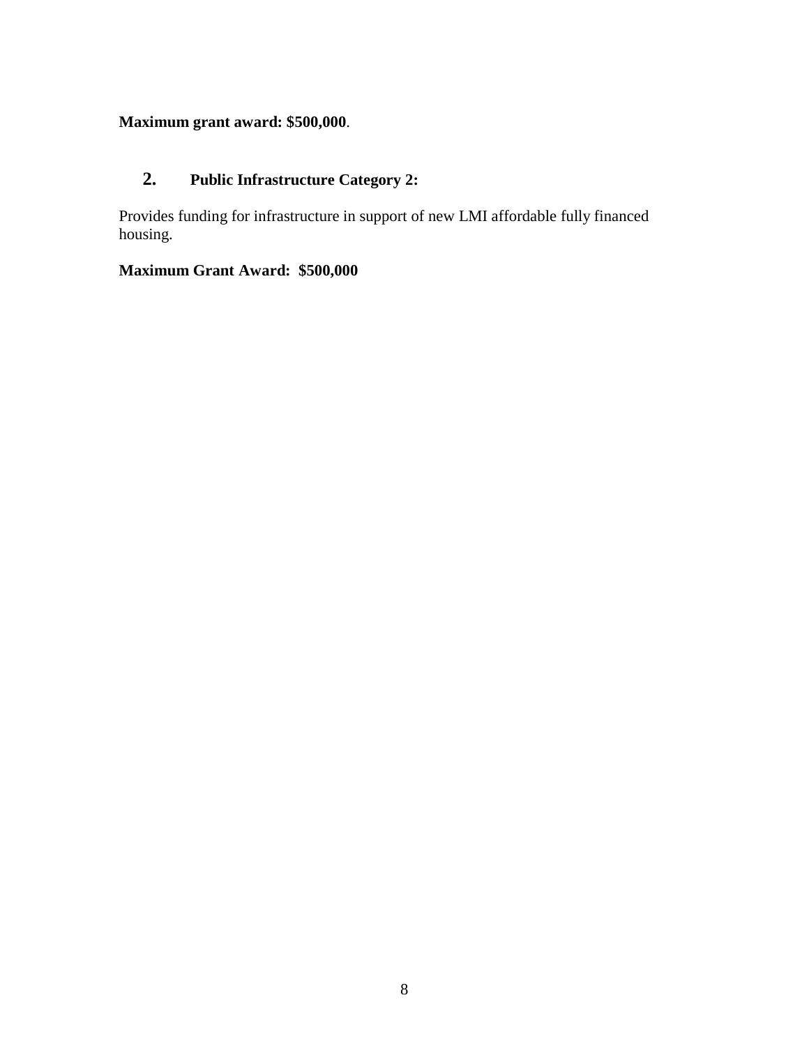**Maximum grant award: $500,000**.

2. **Public Infrastructure Category 2:**

Provides funding for infrastructure in support of new LMI affordable fully financed housing.

**Maximum Grant Award: $500,000**